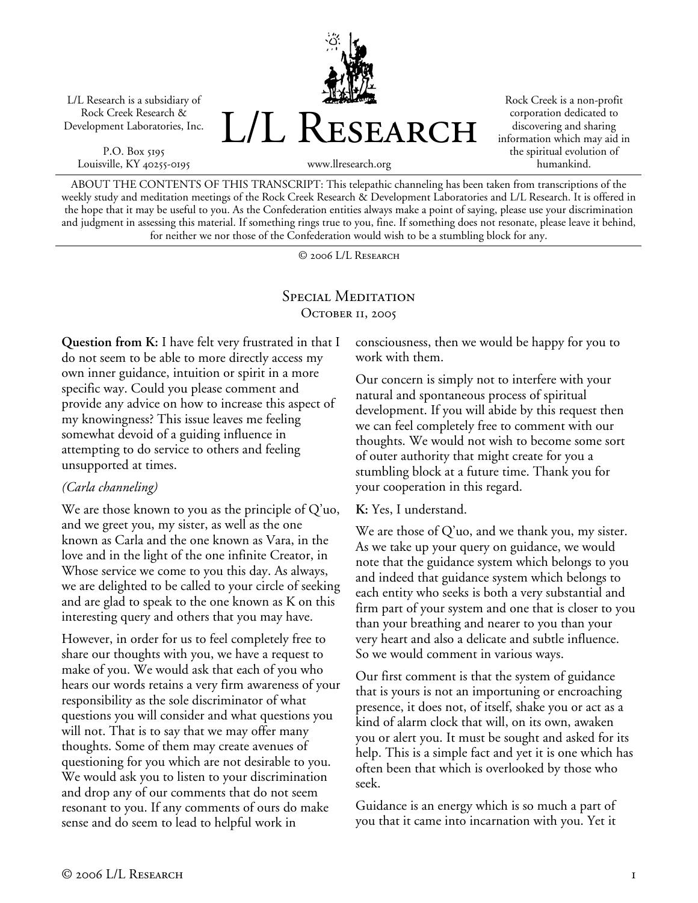L/L Research is a subsidiary of Rock Creek Research & Development Laboratories, Inc.

P.O. Box 5195
Louisville, KY 40255-0195

# L/L Research

www.llresearch.org

Rock Creek is a non-profit corporation dedicated to discovering and sharing information which may aid in the spiritual evolution of humankind.

ABOUT THE CONTENTS OF THIS TRANSCRIPT: This telepathic channeling has been taken from transcriptions of the weekly study and meditation meetings of the Rock Creek Research & Development Laboratories and L/L Research. It is offered in the hope that it may be useful to you. As the Confederation entities always make a point of saying, please use your discrimination and judgment in assessing this material. If something rings true to you, fine. If something does not resonate, please leave it behind, for neither we nor those of the Confederation would wish to be a stumbling block for any.

© 2006 L/L Research

## Special Meditation
### October 11, 2005

**Question from K:** I have felt very frustrated in that I do not seem to be able to more directly access my own inner guidance, intuition or spirit in a more specific way. Could you please comment and provide any advice on how to increase this aspect of my knowingness? This issue leaves me feeling somewhat devoid of a guiding influence in attempting to do service to others and feeling unsupported at times.

*(Carla channeling)*

We are those known to you as the principle of Q'uo, and we greet you, my sister, as well as the one known as Carla and the one known as Vara, in the love and in the light of the one infinite Creator, in Whose service we come to you this day. As always, we are delighted to be called to your circle of seeking and are glad to speak to the one known as K on this interesting query and others that you may have.

However, in order for us to feel completely free to share our thoughts with you, we have a request to make of you. We would ask that each of you who hears our words retains a very firm awareness of your responsibility as the sole discriminator of what questions you will consider and what questions you will not. That is to say that we may offer many thoughts. Some of them may create avenues of questioning for you which are not desirable to you. We would ask you to listen to your discrimination and drop any of our comments that do not seem resonant to you. If any comments of ours do make sense and do seem to lead to helpful work in consciousness, then we would be happy for you to work with them.

Our concern is simply not to interfere with your natural and spontaneous process of spiritual development. If you will abide by this request then we can feel completely free to comment with our thoughts. We would not wish to become some sort of outer authority that might create for you a stumbling block at a future time. Thank you for your cooperation in this regard.

**K:** Yes, I understand.

We are those of Q'uo, and we thank you, my sister. As we take up your query on guidance, we would note that the guidance system which belongs to you and indeed that guidance system which belongs to each entity who seeks is both a very substantial and firm part of your system and one that is closer to you than your breathing and nearer to you than your very heart and also a delicate and subtle influence. So we would comment in various ways.

Our first comment is that the system of guidance that is yours is not an importuning or encroaching presence, it does not, of itself, shake you or act as a kind of alarm clock that will, on its own, awaken you or alert you. It must be sought and asked for its help. This is a simple fact and yet it is one which has often been that which is overlooked by those who seek.

Guidance is an energy which is so much a part of you that it came into incarnation with you. Yet it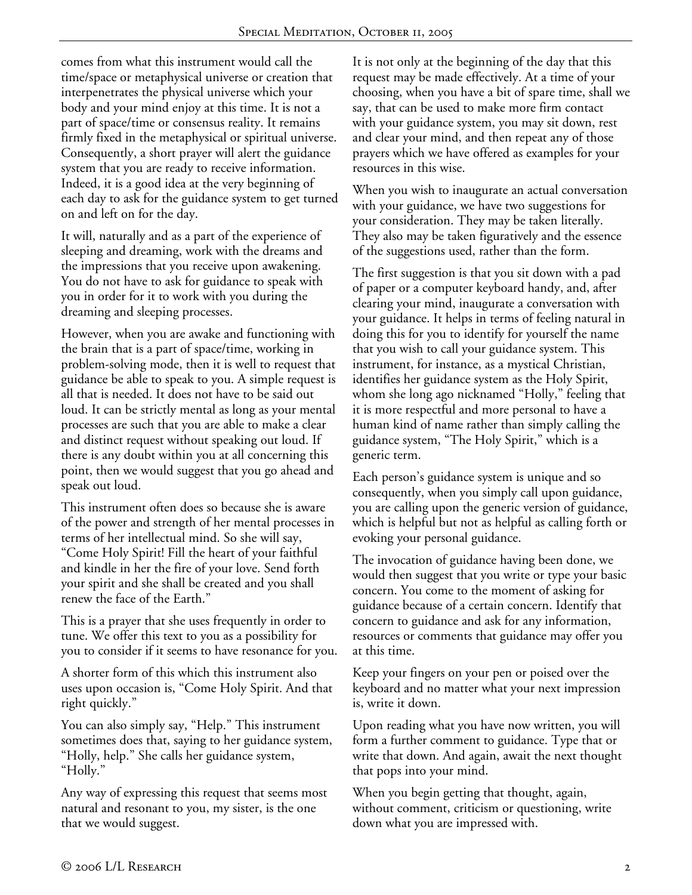comes from what this instrument would call the time/space or metaphysical universe or creation that interpenetrates the physical universe which your body and your mind enjoy at this time. It is not a part of space/time or consensus reality. It remains firmly fixed in the metaphysical or spiritual universe. Consequently, a short prayer will alert the guidance system that you are ready to receive information. Indeed, it is a good idea at the very beginning of each day to ask for the guidance system to get turned on and left on for the day.

It will, naturally and as a part of the experience of sleeping and dreaming, work with the dreams and the impressions that you receive upon awakening. You do not have to ask for guidance to speak with you in order for it to work with you during the dreaming and sleeping processes.

However, when you are awake and functioning with the brain that is a part of space/time, working in problem-solving mode, then it is well to request that guidance be able to speak to you. A simple request is all that is needed. It does not have to be said out loud. It can be strictly mental as long as your mental processes are such that you are able to make a clear and distinct request without speaking out loud. If there is any doubt within you at all concerning this point, then we would suggest that you go ahead and speak out loud.

This instrument often does so because she is aware of the power and strength of her mental processes in terms of her intellectual mind. So she will say, "Come Holy Spirit! Fill the heart of your faithful and kindle in her the fire of your love. Send forth your spirit and she shall be created and you shall renew the face of the Earth."

This is a prayer that she uses frequently in order to tune. We offer this text to you as a possibility for you to consider if it seems to have resonance for you.

A shorter form of this which this instrument also uses upon occasion is, "Come Holy Spirit. And that right quickly."

You can also simply say, "Help." This instrument sometimes does that, saying to her guidance system, "Holly, help." She calls her guidance system, "Holly."

Any way of expressing this request that seems most natural and resonant to you, my sister, is the one that we would suggest.

It is not only at the beginning of the day that this request may be made effectively. At a time of your choosing, when you have a bit of spare time, shall we say, that can be used to make more firm contact with your guidance system, you may sit down, rest and clear your mind, and then repeat any of those prayers which we have offered as examples for your resources in this wise.

When you wish to inaugurate an actual conversation with your guidance, we have two suggestions for your consideration. They may be taken literally. They also may be taken figuratively and the essence of the suggestions used, rather than the form.

The first suggestion is that you sit down with a pad of paper or a computer keyboard handy, and, after clearing your mind, inaugurate a conversation with your guidance. It helps in terms of feeling natural in doing this for you to identify for yourself the name that you wish to call your guidance system. This instrument, for instance, as a mystical Christian, identifies her guidance system as the Holy Spirit, whom she long ago nicknamed "Holly," feeling that it is more respectful and more personal to have a human kind of name rather than simply calling the guidance system, "The Holy Spirit," which is a generic term.

Each person's guidance system is unique and so consequently, when you simply call upon guidance, you are calling upon the generic version of guidance, which is helpful but not as helpful as calling forth or evoking your personal guidance.

The invocation of guidance having been done, we would then suggest that you write or type your basic concern. You come to the moment of asking for guidance because of a certain concern. Identify that concern to guidance and ask for any information, resources or comments that guidance may offer you at this time.

Keep your fingers on your pen or poised over the keyboard and no matter what your next impression is, write it down.

Upon reading what you have now written, you will form a further comment to guidance. Type that or write that down. And again, await the next thought that pops into your mind.

When you begin getting that thought, again, without comment, criticism or questioning, write down what you are impressed with.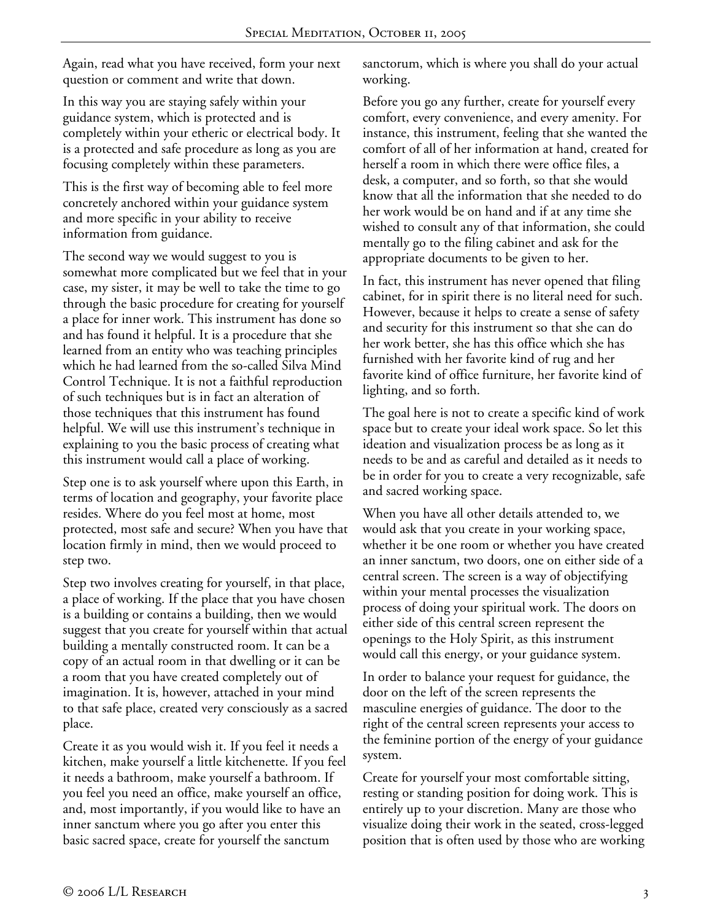Again, read what you have received, form your next question or comment and write that down.

In this way you are staying safely within your guidance system, which is protected and is completely within your etheric or electrical body. It is a protected and safe procedure as long as you are focusing completely within these parameters.

This is the first way of becoming able to feel more concretely anchored within your guidance system and more specific in your ability to receive information from guidance.

The second way we would suggest to you is somewhat more complicated but we feel that in your case, my sister, it may be well to take the time to go through the basic procedure for creating for yourself a place for inner work. This instrument has done so and has found it helpful. It is a procedure that she learned from an entity who was teaching principles which he had learned from the so-called Silva Mind Control Technique. It is not a faithful reproduction of such techniques but is in fact an alteration of those techniques that this instrument has found helpful. We will use this instrument's technique in explaining to you the basic process of creating what this instrument would call a place of working.

Step one is to ask yourself where upon this Earth, in terms of location and geography, your favorite place resides. Where do you feel most at home, most protected, most safe and secure? When you have that location firmly in mind, then we would proceed to step two.

Step two involves creating for yourself, in that place, a place of working. If the place that you have chosen is a building or contains a building, then we would suggest that you create for yourself within that actual building a mentally constructed room. It can be a copy of an actual room in that dwelling or it can be a room that you have created completely out of imagination. It is, however, attached in your mind to that safe place, created very consciously as a sacred place.

Create it as you would wish it. If you feel it needs a kitchen, make yourself a little kitchenette. If you feel it needs a bathroom, make yourself a bathroom. If you feel you need an office, make yourself an office, and, most importantly, if you would like to have an inner sanctum where you go after you enter this basic sacred space, create for yourself the sanctum sanctorum, which is where you shall do your actual working.

Before you go any further, create for yourself every comfort, every convenience, and every amenity. For instance, this instrument, feeling that she wanted the comfort of all of her information at hand, created for herself a room in which there were office files, a desk, a computer, and so forth, so that she would know that all the information that she needed to do her work would be on hand and if at any time she wished to consult any of that information, she could mentally go to the filing cabinet and ask for the appropriate documents to be given to her.

In fact, this instrument has never opened that filing cabinet, for in spirit there is no literal need for such. However, because it helps to create a sense of safety and security for this instrument so that she can do her work better, she has this office which she has furnished with her favorite kind of rug and her favorite kind of office furniture, her favorite kind of lighting, and so forth.

The goal here is not to create a specific kind of work space but to create your ideal work space. So let this ideation and visualization process be as long as it needs to be and as careful and detailed as it needs to be in order for you to create a very recognizable, safe and sacred working space.

When you have all other details attended to, we would ask that you create in your working space, whether it be one room or whether you have created an inner sanctum, two doors, one on either side of a central screen. The screen is a way of objectifying within your mental processes the visualization process of doing your spiritual work. The doors on either side of this central screen represent the openings to the Holy Spirit, as this instrument would call this energy, or your guidance system.

In order to balance your request for guidance, the door on the left of the screen represents the masculine energies of guidance. The door to the right of the central screen represents your access to the feminine portion of the energy of your guidance system.

Create for yourself your most comfortable sitting, resting or standing position for doing work. This is entirely up to your discretion. Many are those who visualize doing their work in the seated, cross-legged position that is often used by those who are working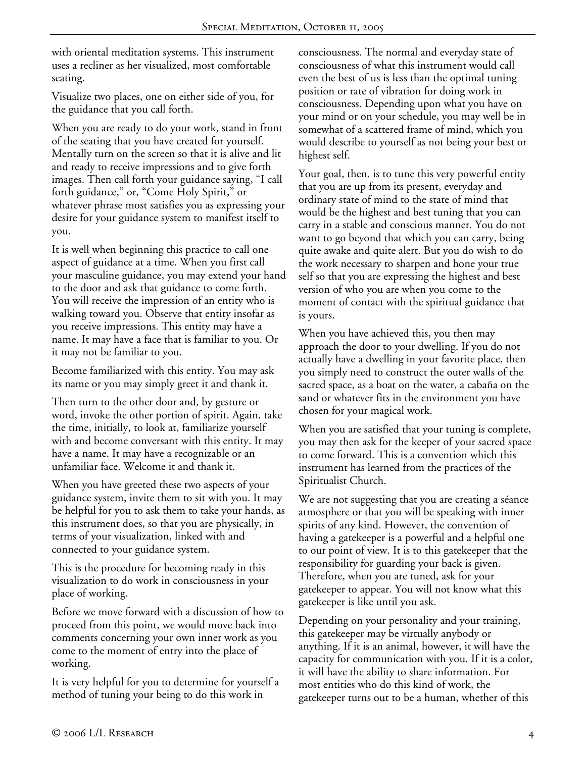with oriental meditation systems. This instrument uses a recliner as her visualized, most comfortable seating.

Visualize two places, one on either side of you, for the guidance that you call forth.

When you are ready to do your work, stand in front of the seating that you have created for yourself. Mentally turn on the screen so that it is alive and lit and ready to receive impressions and to give forth images. Then call forth your guidance saying, "I call forth guidance," or, "Come Holy Spirit," or whatever phrase most satisfies you as expressing your desire for your guidance system to manifest itself to you.

It is well when beginning this practice to call one aspect of guidance at a time. When you first call your masculine guidance, you may extend your hand to the door and ask that guidance to come forth. You will receive the impression of an entity who is walking toward you. Observe that entity insofar as you receive impressions. This entity may have a name. It may have a face that is familiar to you. Or it may not be familiar to you.

Become familiarized with this entity. You may ask its name or you may simply greet it and thank it.

Then turn to the other door and, by gesture or word, invoke the other portion of spirit. Again, take the time, initially, to look at, familiarize yourself with and become conversant with this entity. It may have a name. It may have a recognizable or an unfamiliar face. Welcome it and thank it.

When you have greeted these two aspects of your guidance system, invite them to sit with you. It may be helpful for you to ask them to take your hands, as this instrument does, so that you are physically, in terms of your visualization, linked with and connected to your guidance system.

This is the procedure for becoming ready in this visualization to do work in consciousness in your place of working.

Before we move forward with a discussion of how to proceed from this point, we would move back into comments concerning your own inner work as you come to the moment of entry into the place of working.

It is very helpful for you to determine for yourself a method of tuning your being to do this work in consciousness. The normal and everyday state of consciousness of what this instrument would call even the best of us is less than the optimal tuning position or rate of vibration for doing work in consciousness. Depending upon what you have on your mind or on your schedule, you may well be in somewhat of a scattered frame of mind, which you would describe to yourself as not being your best or highest self.

Your goal, then, is to tune this very powerful entity that you are up from its present, everyday and ordinary state of mind to the state of mind that would be the highest and best tuning that you can carry in a stable and conscious manner. You do not want to go beyond that which you can carry, being quite awake and quite alert. But you do wish to do the work necessary to sharpen and hone your true self so that you are expressing the highest and best version of who you are when you come to the moment of contact with the spiritual guidance that is yours.

When you have achieved this, you then may approach the door to your dwelling. If you do not actually have a dwelling in your favorite place, then you simply need to construct the outer walls of the sacred space, as a boat on the water, a cabaña on the sand or whatever fits in the environment you have chosen for your magical work.

When you are satisfied that your tuning is complete, you may then ask for the keeper of your sacred space to come forward. This is a convention which this instrument has learned from the practices of the Spiritualist Church.

We are not suggesting that you are creating a séance atmosphere or that you will be speaking with inner spirits of any kind. However, the convention of having a gatekeeper is a powerful and a helpful one to our point of view. It is to this gatekeeper that the responsibility for guarding your back is given. Therefore, when you are tuned, ask for your gatekeeper to appear. You will not know what this gatekeeper is like until you ask.

Depending on your personality and your training, this gatekeeper may be virtually anybody or anything. If it is an animal, however, it will have the capacity for communication with you. If it is a color, it will have the ability to share information. For most entities who do this kind of work, the gatekeeper turns out to be a human, whether of this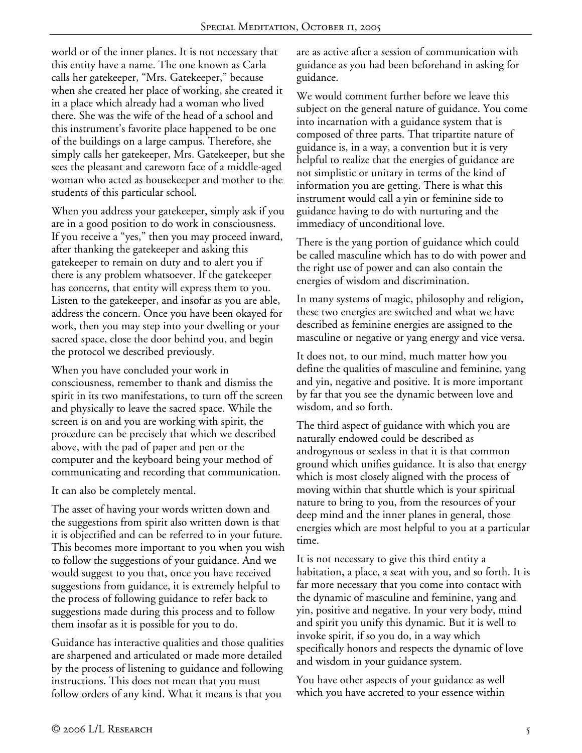world or of the inner planes. It is not necessary that this entity have a name. The one known as Carla calls her gatekeeper, "Mrs. Gatekeeper," because when she created her place of working, she created it in a place which already had a woman who lived there. She was the wife of the head of a school and this instrument's favorite place happened to be one of the buildings on a large campus. Therefore, she simply calls her gatekeeper, Mrs. Gatekeeper, but she sees the pleasant and careworn face of a middle-aged woman who acted as housekeeper and mother to the students of this particular school.

When you address your gatekeeper, simply ask if you are in a good position to do work in consciousness. If you receive a "yes," then you may proceed inward, after thanking the gatekeeper and asking this gatekeeper to remain on duty and to alert you if there is any problem whatsoever. If the gatekeeper has concerns, that entity will express them to you. Listen to the gatekeeper, and insofar as you are able, address the concern. Once you have been okayed for work, then you may step into your dwelling or your sacred space, close the door behind you, and begin the protocol we described previously.

When you have concluded your work in consciousness, remember to thank and dismiss the spirit in its two manifestations, to turn off the screen and physically to leave the sacred space. While the screen is on and you are working with spirit, the procedure can be precisely that which we described above, with the pad of paper and pen or the computer and the keyboard being your method of communicating and recording that communication.

It can also be completely mental.

The asset of having your words written down and the suggestions from spirit also written down is that it is objectified and can be referred to in your future. This becomes more important to you when you wish to follow the suggestions of your guidance. And we would suggest to you that, once you have received suggestions from guidance, it is extremely helpful to the process of following guidance to refer back to suggestions made during this process and to follow them insofar as it is possible for you to do.

Guidance has interactive qualities and those qualities are sharpened and articulated or made more detailed by the process of listening to guidance and following instructions. This does not mean that you must follow orders of any kind. What it means is that you are as active after a session of communication with guidance as you had been beforehand in asking for guidance.

We would comment further before we leave this subject on the general nature of guidance. You come into incarnation with a guidance system that is composed of three parts. That tripartite nature of guidance is, in a way, a convention but it is very helpful to realize that the energies of guidance are not simplistic or unitary in terms of the kind of information you are getting. There is what this instrument would call a yin or feminine side to guidance having to do with nurturing and the immediacy of unconditional love.

There is the yang portion of guidance which could be called masculine which has to do with power and the right use of power and can also contain the energies of wisdom and discrimination.

In many systems of magic, philosophy and religion, these two energies are switched and what we have described as feminine energies are assigned to the masculine or negative or yang energy and vice versa.

It does not, to our mind, much matter how you define the qualities of masculine and feminine, yang and yin, negative and positive. It is more important by far that you see the dynamic between love and wisdom, and so forth.

The third aspect of guidance with which you are naturally endowed could be described as androgynous or sexless in that it is that common ground which unifies guidance. It is also that energy which is most closely aligned with the process of moving within that shuttle which is your spiritual nature to bring to you, from the resources of your deep mind and the inner planes in general, those energies which are most helpful to you at a particular time.

It is not necessary to give this third entity a habitation, a place, a seat with you, and so forth. It is far more necessary that you come into contact with the dynamic of masculine and feminine, yang and yin, positive and negative. In your very body, mind and spirit you unify this dynamic. But it is well to invoke spirit, if so you do, in a way which specifically honors and respects the dynamic of love and wisdom in your guidance system.

You have other aspects of your guidance as well which you have accreted to your essence within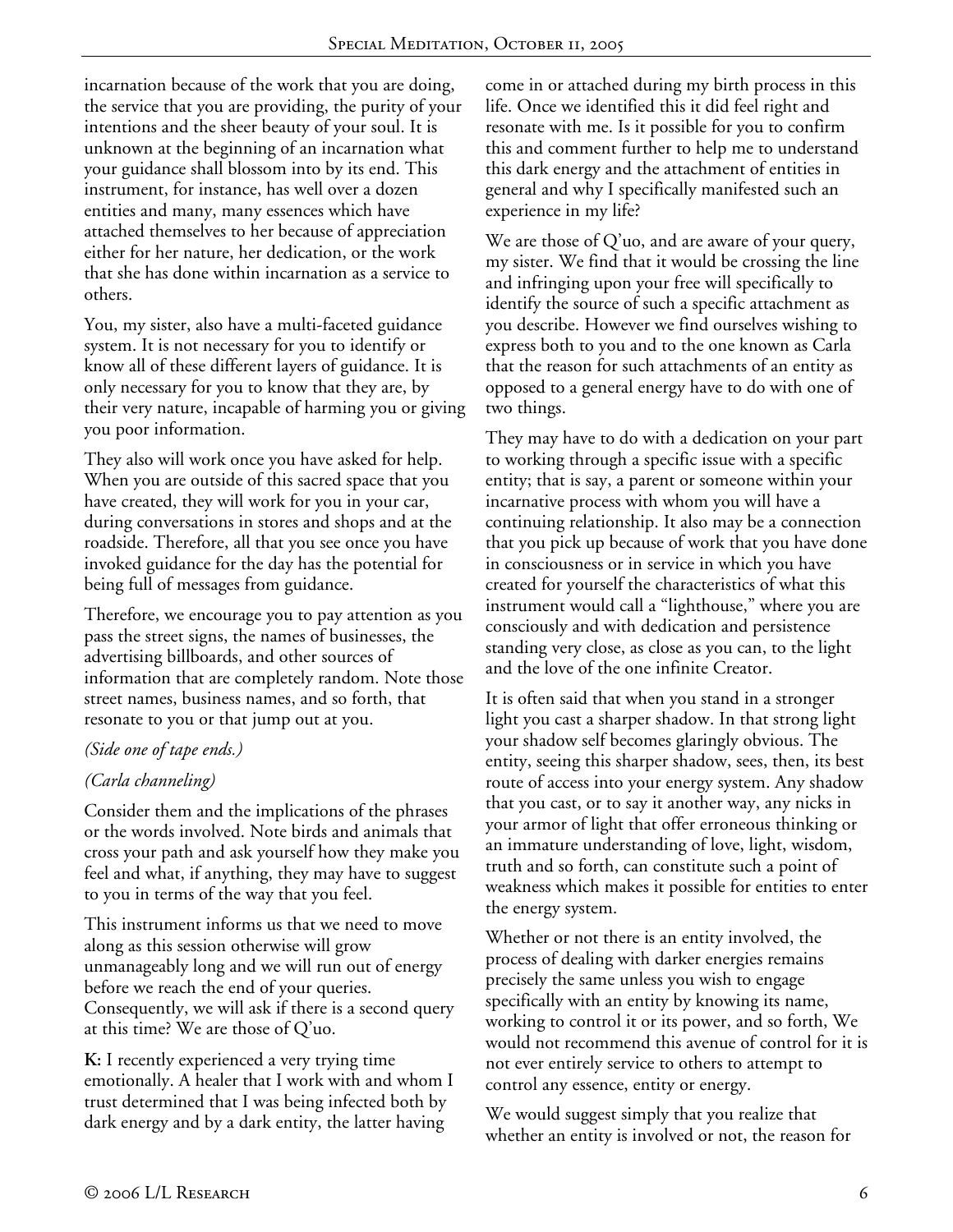incarnation because of the work that you are doing, the service that you are providing, the purity of your intentions and the sheer beauty of your soul. It is unknown at the beginning of an incarnation what your guidance shall blossom into by its end. This instrument, for instance, has well over a dozen entities and many, many essences which have attached themselves to her because of appreciation either for her nature, her dedication, or the work that she has done within incarnation as a service to others.

You, my sister, also have a multi-faceted guidance system. It is not necessary for you to identify or know all of these different layers of guidance. It is only necessary for you to know that they are, by their very nature, incapable of harming you or giving you poor information.

They also will work once you have asked for help. When you are outside of this sacred space that you have created, they will work for you in your car, during conversations in stores and shops and at the roadside. Therefore, all that you see once you have invoked guidance for the day has the potential for being full of messages from guidance.

Therefore, we encourage you to pay attention as you pass the street signs, the names of businesses, the advertising billboards, and other sources of information that are completely random. Note those street names, business names, and so forth, that resonate to you or that jump out at you.

*(Side one of tape ends.)*

*(Carla channeling)*

Consider them and the implications of the phrases or the words involved. Note birds and animals that cross your path and ask yourself how they make you feel and what, if anything, they may have to suggest to you in terms of the way that you feel.

This instrument informs us that we need to move along as this session otherwise will grow unmanageably long and we will run out of energy before we reach the end of your queries. Consequently, we will ask if there is a second query at this time? We are those of Q'uo.

**K:** I recently experienced a very trying time emotionally. A healer that I work with and whom I trust determined that I was being infected both by dark energy and by a dark entity, the latter having come in or attached during my birth process in this life. Once we identified this it did feel right and resonate with me. Is it possible for you to confirm this and comment further to help me to understand this dark energy and the attachment of entities in general and why I specifically manifested such an experience in my life?

We are those of Q'uo, and are aware of your query, my sister. We find that it would be crossing the line and infringing upon your free will specifically to identify the source of such a specific attachment as you describe. However we find ourselves wishing to express both to you and to the one known as Carla that the reason for such attachments of an entity as opposed to a general energy have to do with one of two things.

They may have to do with a dedication on your part to working through a specific issue with a specific entity; that is say, a parent or someone within your incarnative process with whom you will have a continuing relationship. It also may be a connection that you pick up because of work that you have done in consciousness or in service in which you have created for yourself the characteristics of what this instrument would call a "lighthouse," where you are consciously and with dedication and persistence standing very close, as close as you can, to the light and the love of the one infinite Creator.

It is often said that when you stand in a stronger light you cast a sharper shadow. In that strong light your shadow self becomes glaringly obvious. The entity, seeing this sharper shadow, sees, then, its best route of access into your energy system. Any shadow that you cast, or to say it another way, any nicks in your armor of light that offer erroneous thinking or an immature understanding of love, light, wisdom, truth and so forth, can constitute such a point of weakness which makes it possible for entities to enter the energy system.

Whether or not there is an entity involved, the process of dealing with darker energies remains precisely the same unless you wish to engage specifically with an entity by knowing its name, working to control it or its power, and so forth, We would not recommend this avenue of control for it is not ever entirely service to others to attempt to control any essence, entity or energy.

We would suggest simply that you realize that whether an entity is involved or not, the reason for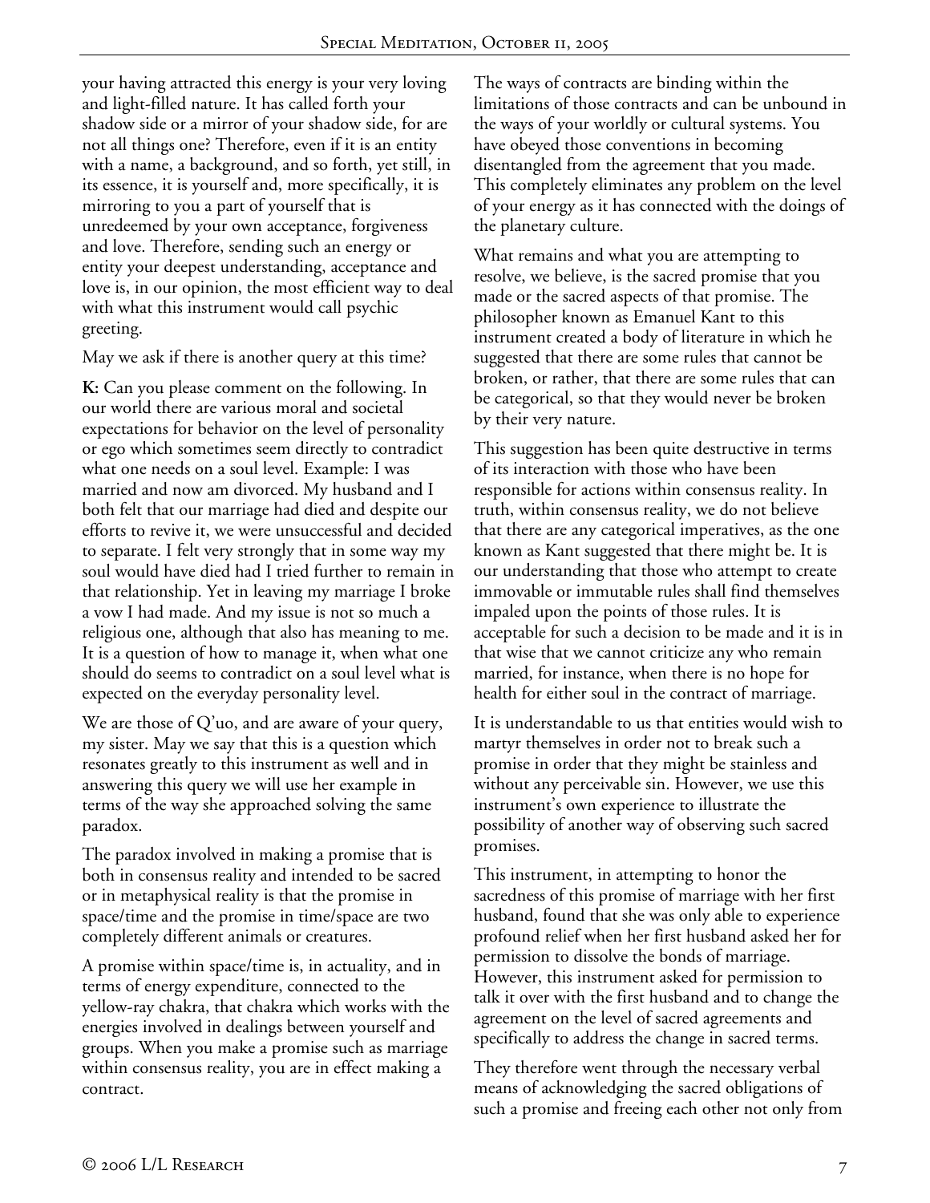your having attracted this energy is your very loving and light-filled nature. It has called forth your shadow side or a mirror of your shadow side, for are not all things one? Therefore, even if it is an entity with a name, a background, and so forth, yet still, in its essence, it is yourself and, more specifically, it is mirroring to you a part of yourself that is unredeemed by your own acceptance, forgiveness and love. Therefore, sending such an energy or entity your deepest understanding, acceptance and love is, in our opinion, the most efficient way to deal with what this instrument would call psychic greeting.

May we ask if there is another query at this time?

**K:** Can you please comment on the following. In our world there are various moral and societal expectations for behavior on the level of personality or ego which sometimes seem directly to contradict what one needs on a soul level. Example: I was married and now am divorced. My husband and I both felt that our marriage had died and despite our efforts to revive it, we were unsuccessful and decided to separate. I felt very strongly that in some way my soul would have died had I tried further to remain in that relationship. Yet in leaving my marriage I broke a vow I had made. And my issue is not so much a religious one, although that also has meaning to me. It is a question of how to manage it, when what one should do seems to contradict on a soul level what is expected on the everyday personality level.

We are those of Q'uo, and are aware of your query, my sister. May we say that this is a question which resonates greatly to this instrument as well and in answering this query we will use her example in terms of the way she approached solving the same paradox.

The paradox involved in making a promise that is both in consensus reality and intended to be sacred or in metaphysical reality is that the promise in space/time and the promise in time/space are two completely different animals or creatures.

A promise within space/time is, in actuality, and in terms of energy expenditure, connected to the yellow-ray chakra, that chakra which works with the energies involved in dealings between yourself and groups. When you make a promise such as marriage within consensus reality, you are in effect making a contract.

The ways of contracts are binding within the limitations of those contracts and can be unbound in the ways of your worldly or cultural systems. You have obeyed those conventions in becoming disentangled from the agreement that you made. This completely eliminates any problem on the level of your energy as it has connected with the doings of the planetary culture.

What remains and what you are attempting to resolve, we believe, is the sacred promise that you made or the sacred aspects of that promise. The philosopher known as Emanuel Kant to this instrument created a body of literature in which he suggested that there are some rules that cannot be broken, or rather, that there are some rules that can be categorical, so that they would never be broken by their very nature.

This suggestion has been quite destructive in terms of its interaction with those who have been responsible for actions within consensus reality. In truth, within consensus reality, we do not believe that there are any categorical imperatives, as the one known as Kant suggested that there might be. It is our understanding that those who attempt to create immovable or immutable rules shall find themselves impaled upon the points of those rules. It is acceptable for such a decision to be made and it is in that wise that we cannot criticize any who remain married, for instance, when there is no hope for health for either soul in the contract of marriage.

It is understandable to us that entities would wish to martyr themselves in order not to break such a promise in order that they might be stainless and without any perceivable sin. However, we use this instrument's own experience to illustrate the possibility of another way of observing such sacred promises.

This instrument, in attempting to honor the sacredness of this promise of marriage with her first husband, found that she was only able to experience profound relief when her first husband asked her for permission to dissolve the bonds of marriage. However, this instrument asked for permission to talk it over with the first husband and to change the agreement on the level of sacred agreements and specifically to address the change in sacred terms.

They therefore went through the necessary verbal means of acknowledging the sacred obligations of such a promise and freeing each other not only from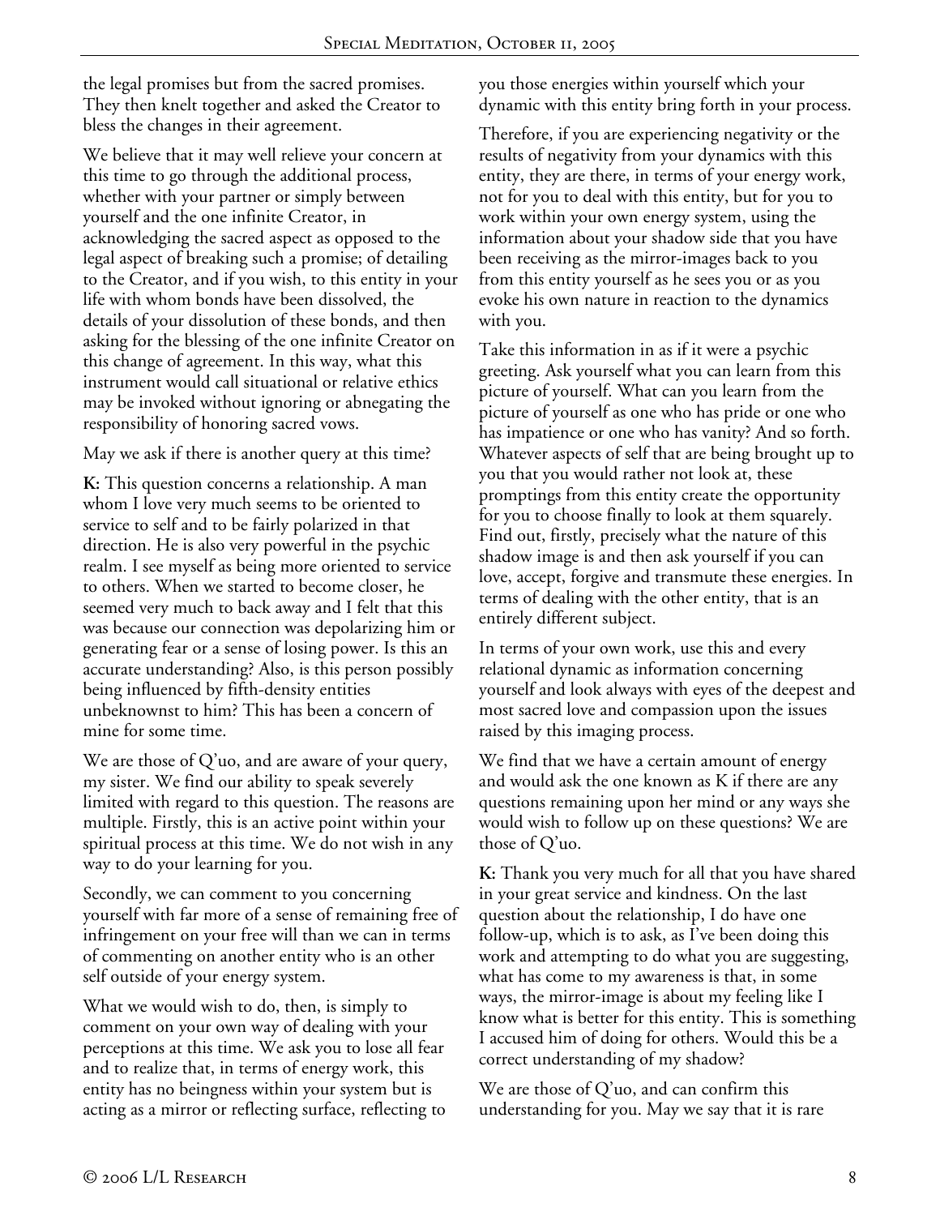the legal promises but from the sacred promises. They then knelt together and asked the Creator to bless the changes in their agreement.

We believe that it may well relieve your concern at this time to go through the additional process, whether with your partner or simply between yourself and the one infinite Creator, in acknowledging the sacred aspect as opposed to the legal aspect of breaking such a promise; of detailing to the Creator, and if you wish, to this entity in your life with whom bonds have been dissolved, the details of your dissolution of these bonds, and then asking for the blessing of the one infinite Creator on this change of agreement. In this way, what this instrument would call situational or relative ethics may be invoked without ignoring or abnegating the responsibility of honoring sacred vows.

May we ask if there is another query at this time?

**K:** This question concerns a relationship. A man whom I love very much seems to be oriented to service to self and to be fairly polarized in that direction. He is also very powerful in the psychic realm. I see myself as being more oriented to service to others. When we started to become closer, he seemed very much to back away and I felt that this was because our connection was depolarizing him or generating fear or a sense of losing power. Is this an accurate understanding? Also, is this person possibly being influenced by fifth-density entities unbeknownst to him? This has been a concern of mine for some time.

We are those of Q'uo, and are aware of your query, my sister. We find our ability to speak severely limited with regard to this question. The reasons are multiple. Firstly, this is an active point within your spiritual process at this time. We do not wish in any way to do your learning for you.

Secondly, we can comment to you concerning yourself with far more of a sense of remaining free of infringement on your free will than we can in terms of commenting on another entity who is an other self outside of your energy system.

What we would wish to do, then, is simply to comment on your own way of dealing with your perceptions at this time. We ask you to lose all fear and to realize that, in terms of energy work, this entity has no beingness within your system but is acting as a mirror or reflecting surface, reflecting to you those energies within yourself which your dynamic with this entity bring forth in your process.

Therefore, if you are experiencing negativity or the results of negativity from your dynamics with this entity, they are there, in terms of your energy work, not for you to deal with this entity, but for you to work within your own energy system, using the information about your shadow side that you have been receiving as the mirror-images back to you from this entity yourself as he sees you or as you evoke his own nature in reaction to the dynamics with you.

Take this information in as if it were a psychic greeting. Ask yourself what you can learn from this picture of yourself. What can you learn from the picture of yourself as one who has pride or one who has impatience or one who has vanity? And so forth. Whatever aspects of self that are being brought up to you that you would rather not look at, these promptings from this entity create the opportunity for you to choose finally to look at them squarely. Find out, firstly, precisely what the nature of this shadow image is and then ask yourself if you can love, accept, forgive and transmute these energies. In terms of dealing with the other entity, that is an entirely different subject.

In terms of your own work, use this and every relational dynamic as information concerning yourself and look always with eyes of the deepest and most sacred love and compassion upon the issues raised by this imaging process.

We find that we have a certain amount of energy and would ask the one known as K if there are any questions remaining upon her mind or any ways she would wish to follow up on these questions? We are those of Q'uo.

**K:** Thank you very much for all that you have shared in your great service and kindness. On the last question about the relationship, I do have one follow-up, which is to ask, as I've been doing this work and attempting to do what you are suggesting, what has come to my awareness is that, in some ways, the mirror-image is about my feeling like I know what is better for this entity. This is something I accused him of doing for others. Would this be a correct understanding of my shadow?

We are those of Q'uo, and can confirm this understanding for you. May we say that it is rare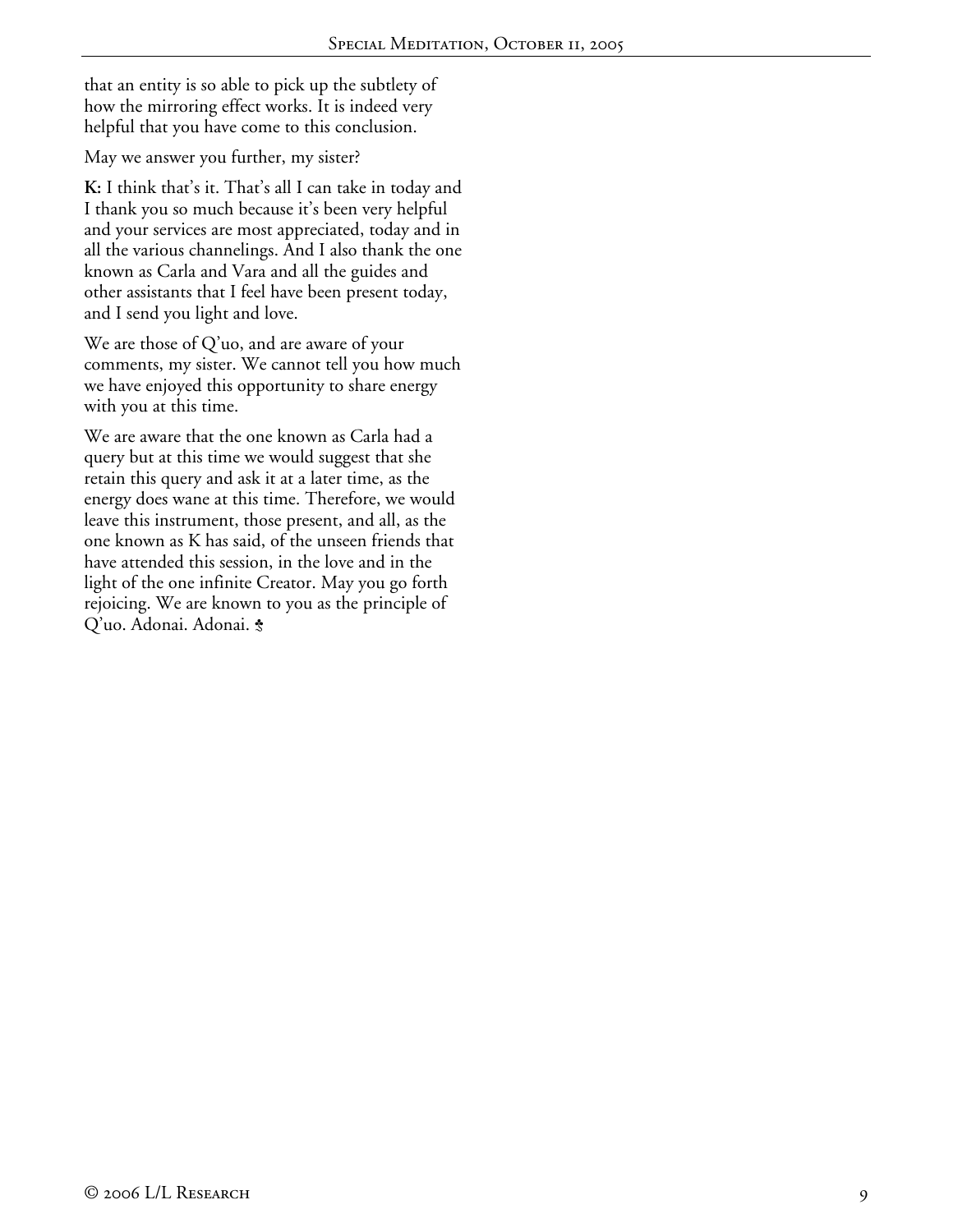that an entity is so able to pick up the subtlety of how the mirroring effect works. It is indeed very helpful that you have come to this conclusion.

May we answer you further, my sister?

**K:** I think that's it. That's all I can take in today and I thank you so much because it's been very helpful and your services are most appreciated, today and in all the various channelings. And I also thank the one known as Carla and Vara and all the guides and other assistants that I feel have been present today, and I send you light and love.

We are those of Q'uo, and are aware of your comments, my sister. We cannot tell you how much we have enjoyed this opportunity to share energy with you at this time.

We are aware that the one known as Carla had a query but at this time we would suggest that she retain this query and ask it at a later time, as the energy does wane at this time. Therefore, we would leave this instrument, those present, and all, as the one known as K has said, of the unseen friends that have attended this session, in the love and in the light of the one infinite Creator. May you go forth rejoicing. We are known to you as the principle of Q'uo. Adonai. Adonai.

© 2006 L/L Research